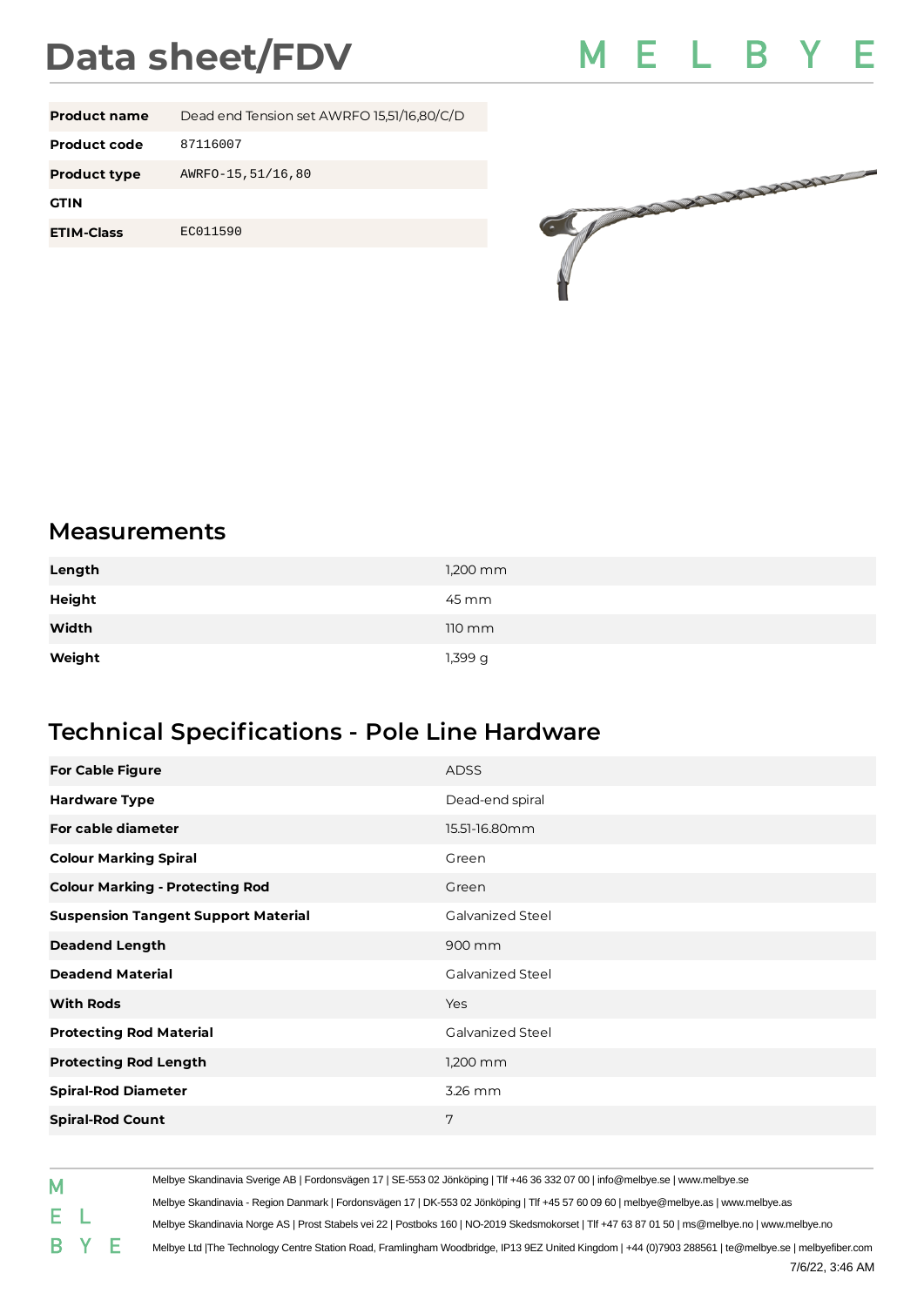# Data sheet/FDV

MELBYE

| Product name | Dead end Tension set AWRFO 15,51/16,80/C/D |
|---|---|
| Product code | 87116007 |
| Product type | AWRFO-15,51/16,80 |
| GTIN | |
| ETIM-Class | EC011590 |

## Measurements

| Length | 1,200 mm |
|---|---|
| Height | 45 mm |
| Width | 110 mm |
| Weight | 1,399 g |

## Technical Specifications - Pole Line Hardware

| For Cable Figure | ADSS |
|---|---|
| Hardware Type | Dead-end spiral |
| For cable diameter | 15.51-16.80mm |
| Colour Marking Spiral | Green |
| Colour Marking - Protecting Rod | Green |
| Suspension Tangent Support Material | Galvanized Steel |
| Deadend Length | 900 mm |
| Deadend Material | Galvanized Steel |
| With Rods | Yes |
| Protecting Rod Material | Galvanized Steel |
| Protecting Rod Length | 1,200 mm |
| Spiral-Rod Diameter | 3.26 mm |
| Spiral-Rod Count | 7 |

Melbye Skandinavia Sverige AB | Fordonsvägen 17 | SE-553 02 Jönköping | Tlf +46 36 332 07 00 | info@melbye.se | www.melbye.se

Melbye Skandinavia - Region Danmark | Fordonsvägen 17 | DK-553 02 Jönköping | Tlf +45 57 60 09 60 | melbye@melbye.as | www.melbye.as

Melbye Skandinavia Norge AS | Prost Stabels vei 22 | Postboks 160 | NO-2019 Skedsmokorset | Tlf +47 63 87 01 50 | ms@melbye.no | www.melbye.no

Melbye Ltd |The Technology Centre Station Road, Framlingham Woodbridge, IP13 9EZ United Kingdom | +44 (0)7903 288561 | te@melbye.se | melbyefiber.com

7/6/22, 3:46 AM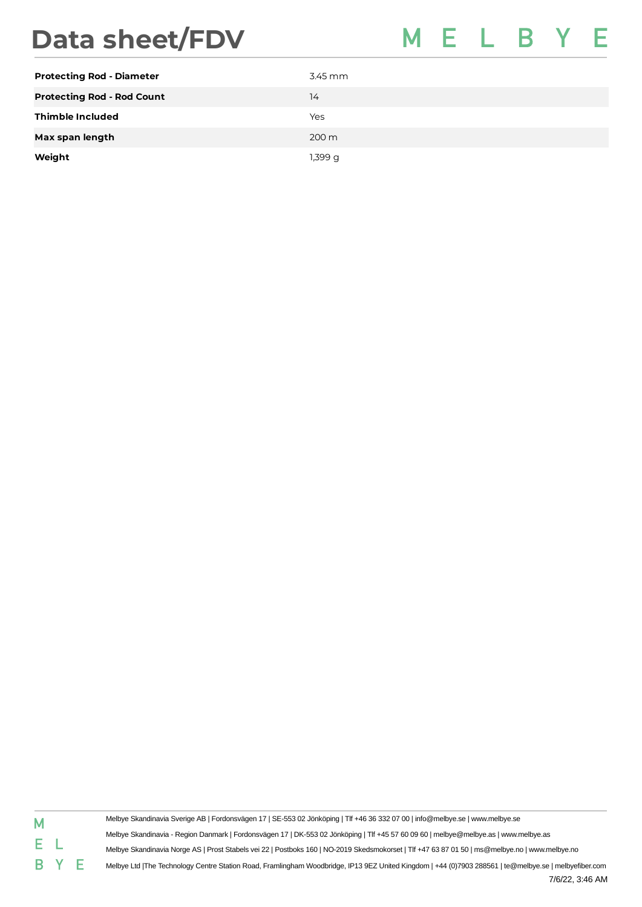# Data sheet/FDV

| | |
|---|---|
| **Protecting Rod - Diameter** | 3.45 mm |
| **Protecting Rod - Rod Count** | 14 |
| **Thimble Included** | Yes |
| **Max span length** | 200 m |
| **Weight** | 1,399 g |